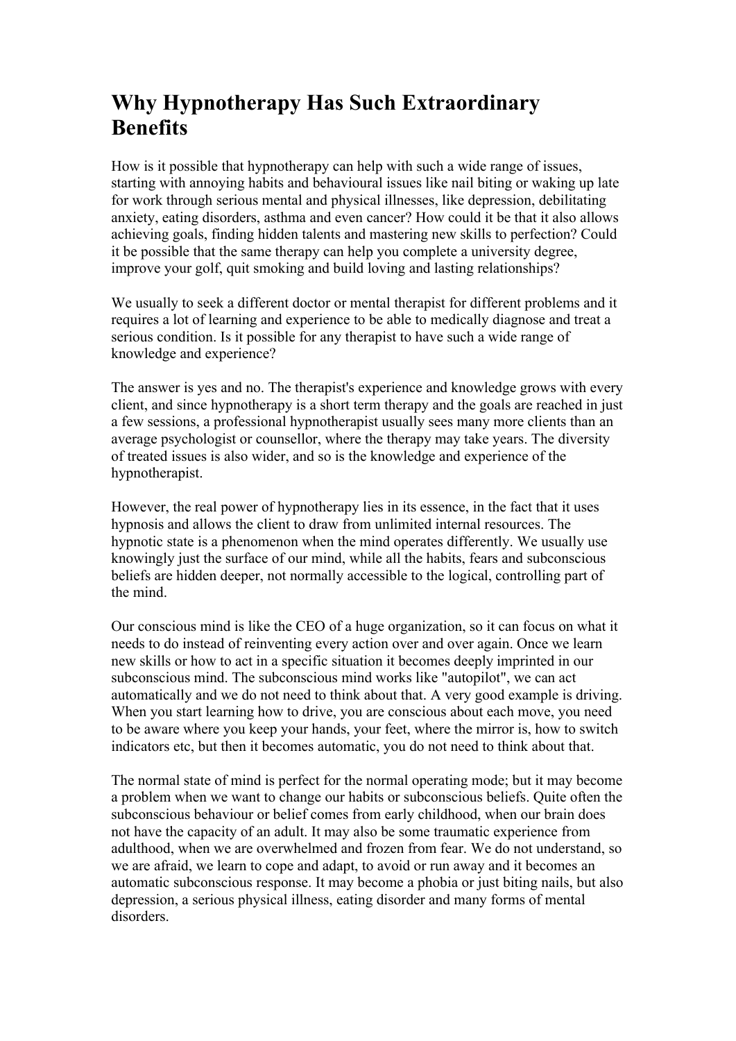# Why Hypnotherapy Has Such Extraordinary Benefits

How is it possible that hypnotherapy can help with such a wide range of issues, starting with annoying habits and behavioural issues like nail biting or waking up late for work through serious mental and physical illnesses, like depression, debilitating anxiety, eating disorders, asthma and even cancer? How could it be that it also allows achieving goals, finding hidden talents and mastering new skills to perfection? Could it be possible that the same therapy can help you complete a university degree, improve your golf, quit smoking and build loving and lasting relationships?

We usually to seek a different doctor or mental therapist for different problems and it requires a lot of learning and experience to be able to medically diagnose and treat a serious condition. Is it possible for any therapist to have such a wide range of knowledge and experience?

The answer is yes and no. The therapist's experience and knowledge grows with every client, and since hypnotherapy is a short term therapy and the goals are reached in just a few sessions, a professional hypnotherapist usually sees many more clients than an average psychologist or counsellor, where the therapy may take years. The diversity of treated issues is also wider, and so is the knowledge and experience of the hypnotherapist.

However, the real power of hypnotherapy lies in its essence, in the fact that it uses hypnosis and allows the client to draw from unlimited internal resources. The hypnotic state is a phenomenon when the mind operates differently. We usually use knowingly just the surface of our mind, while all the habits, fears and subconscious beliefs are hidden deeper, not normally accessible to the logical, controlling part of the mind.

Our conscious mind is like the CEO of a huge organization, so it can focus on what it needs to do instead of reinventing every action over and over again. Once we learn new skills or how to act in a specific situation it becomes deeply imprinted in our subconscious mind. The subconscious mind works like "autopilot", we can act automatically and we do not need to think about that. A very good example is driving. When you start learning how to drive, you are conscious about each move, you need to be aware where you keep your hands, your feet, where the mirror is, how to switch indicators etc, but then it becomes automatic, you do not need to think about that.

The normal state of mind is perfect for the normal operating mode; but it may become a problem when we want to change our habits or subconscious beliefs. Quite often the subconscious behaviour or belief comes from early childhood, when our brain does not have the capacity of an adult. It may also be some traumatic experience from adulthood, when we are overwhelmed and frozen from fear. We do not understand, so we are afraid, we learn to cope and adapt, to avoid or run away and it becomes an automatic subconscious response. It may become a phobia or just biting nails, but also depression, a serious physical illness, eating disorder and many forms of mental disorders.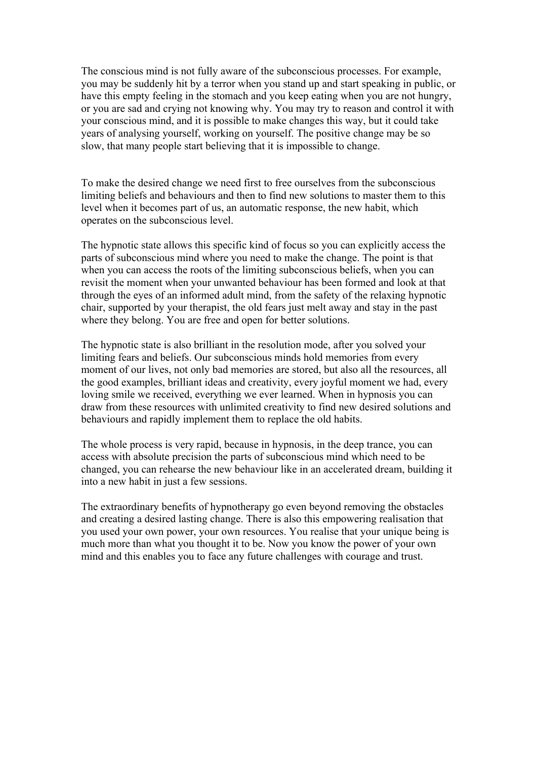The conscious mind is not fully aware of the subconscious processes. For example, you may be suddenly hit by a terror when you stand up and start speaking in public, or have this empty feeling in the stomach and you keep eating when you are not hungry, or you are sad and crying not knowing why. You may try to reason and control it with your conscious mind, and it is possible to make changes this way, but it could take years of analysing yourself, working on yourself. The positive change may be so slow, that many people start believing that it is impossible to change.

To make the desired change we need first to free ourselves from the subconscious limiting beliefs and behaviours and then to find new solutions to master them to this level when it becomes part of us, an automatic response, the new habit, which operates on the subconscious level.

The hypnotic state allows this specific kind of focus so you can explicitly access the parts of subconscious mind where you need to make the change. The point is that when you can access the roots of the limiting subconscious beliefs, when you can revisit the moment when your unwanted behaviour has been formed and look at that through the eyes of an informed adult mind, from the safety of the relaxing hypnotic chair, supported by your therapist, the old fears just melt away and stay in the past where they belong. You are free and open for better solutions.

The hypnotic state is also brilliant in the resolution mode, after you solved your limiting fears and beliefs. Our subconscious minds hold memories from every moment of our lives, not only bad memories are stored, but also all the resources, all the good examples, brilliant ideas and creativity, every joyful moment we had, every loving smile we received, everything we ever learned. When in hypnosis you can draw from these resources with unlimited creativity to find new desired solutions and behaviours and rapidly implement them to replace the old habits.

The whole process is very rapid, because in hypnosis, in the deep trance, you can access with absolute precision the parts of subconscious mind which need to be changed, you can rehearse the new behaviour like in an accelerated dream, building it into a new habit in just a few sessions.

The extraordinary benefits of hypnotherapy go even beyond removing the obstacles and creating a desired lasting change. There is also this empowering realisation that you used your own power, your own resources. You realise that your unique being is much more than what you thought it to be. Now you know the power of your own mind and this enables you to face any future challenges with courage and trust.